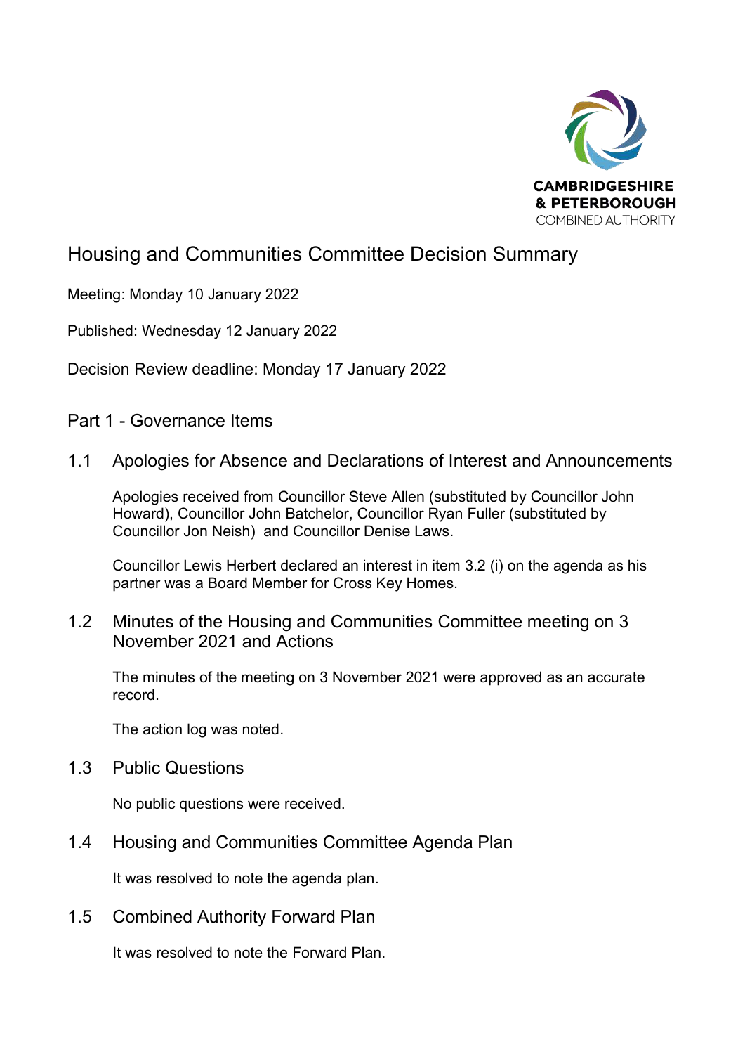CAMBRIDGESHIRE
& PETERBOROUGH
COMBINED AUTHORITY

# Housing and Communities Committee Decision Summary

Meeting: Monday 10 January 2022

Published: Wednesday 12 January 2022

Decision Review deadline: Monday 17 January 2022

## Part 1 - Governance Items

### 1.1 Apologies for Absence and Declarations of Interest and Announcements

Apologies received from Councillor Steve Allen (substituted by Councillor John Howard), Councillor John Batchelor, Councillor Ryan Fuller (substituted by Councillor Jon Neish) and Councillor Denise Laws.

Councillor Lewis Herbert declared an interest in item 3.2 (i) on the agenda as his partner was a Board Member for Cross Key Homes.

### 1.2 Minutes of the Housing and Communities Committee meeting on 3 November 2021 and Actions

The minutes of the meeting on 3 November 2021 were approved as an accurate record.

The action log was noted.

### 1.3 Public Questions

No public questions were received.

### 1.4 Housing and Communities Committee Agenda Plan

It was resolved to note the agenda plan.

### 1.5 Combined Authority Forward Plan

It was resolved to note the Forward Plan.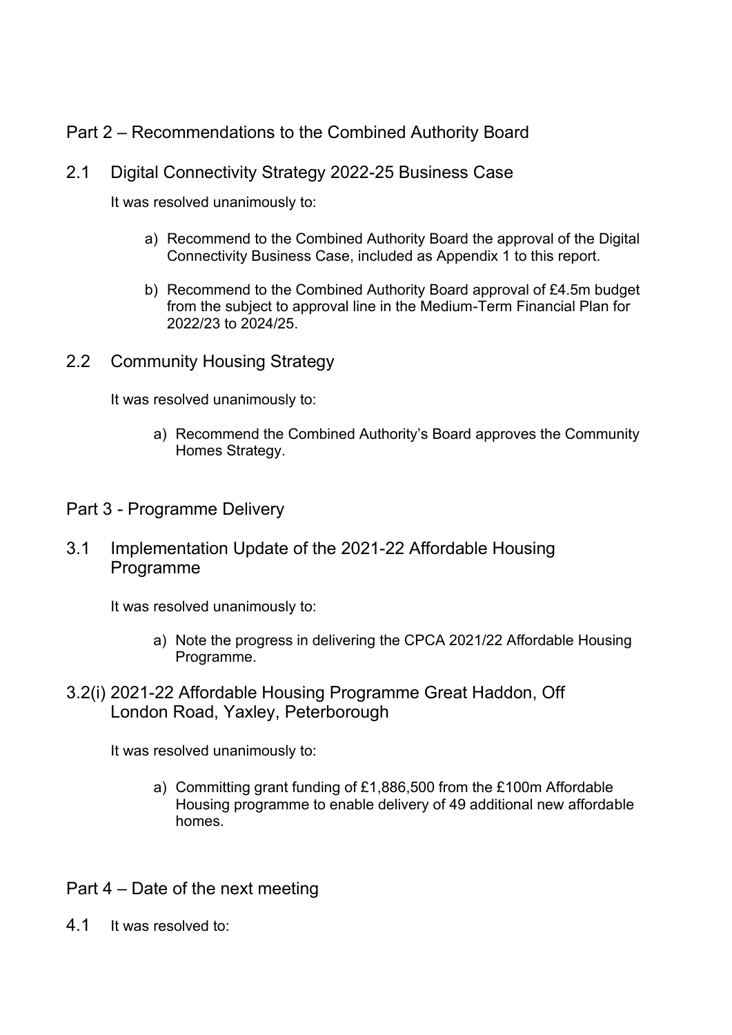## Part 2 – Recommendations to the Combined Authority Board

### 2.1 Digital Connectivity Strategy 2022-25 Business Case

It was resolved unanimously to:

a) Recommend to the Combined Authority Board the approval of the Digital Connectivity Business Case, included as Appendix 1 to this report.

b) Recommend to the Combined Authority Board approval of £4.5m budget from the subject to approval line in the Medium-Term Financial Plan for 2022/23 to 2024/25.

### 2.2 Community Housing Strategy

It was resolved unanimously to:

a) Recommend the Combined Authority's Board approves the Community Homes Strategy.

## Part 3 - Programme Delivery

### 3.1 Implementation Update of the 2021-22 Affordable Housing Programme

It was resolved unanimously to:

a) Note the progress in delivering the CPCA 2021/22 Affordable Housing Programme.

### 3.2(i) 2021-22 Affordable Housing Programme Great Haddon, Off London Road, Yaxley, Peterborough

It was resolved unanimously to:

a) Committing grant funding of £1,886,500 from the £100m Affordable Housing programme to enable delivery of 49 additional new affordable homes.

## Part 4 – Date of the next meeting

4.1 It was resolved to: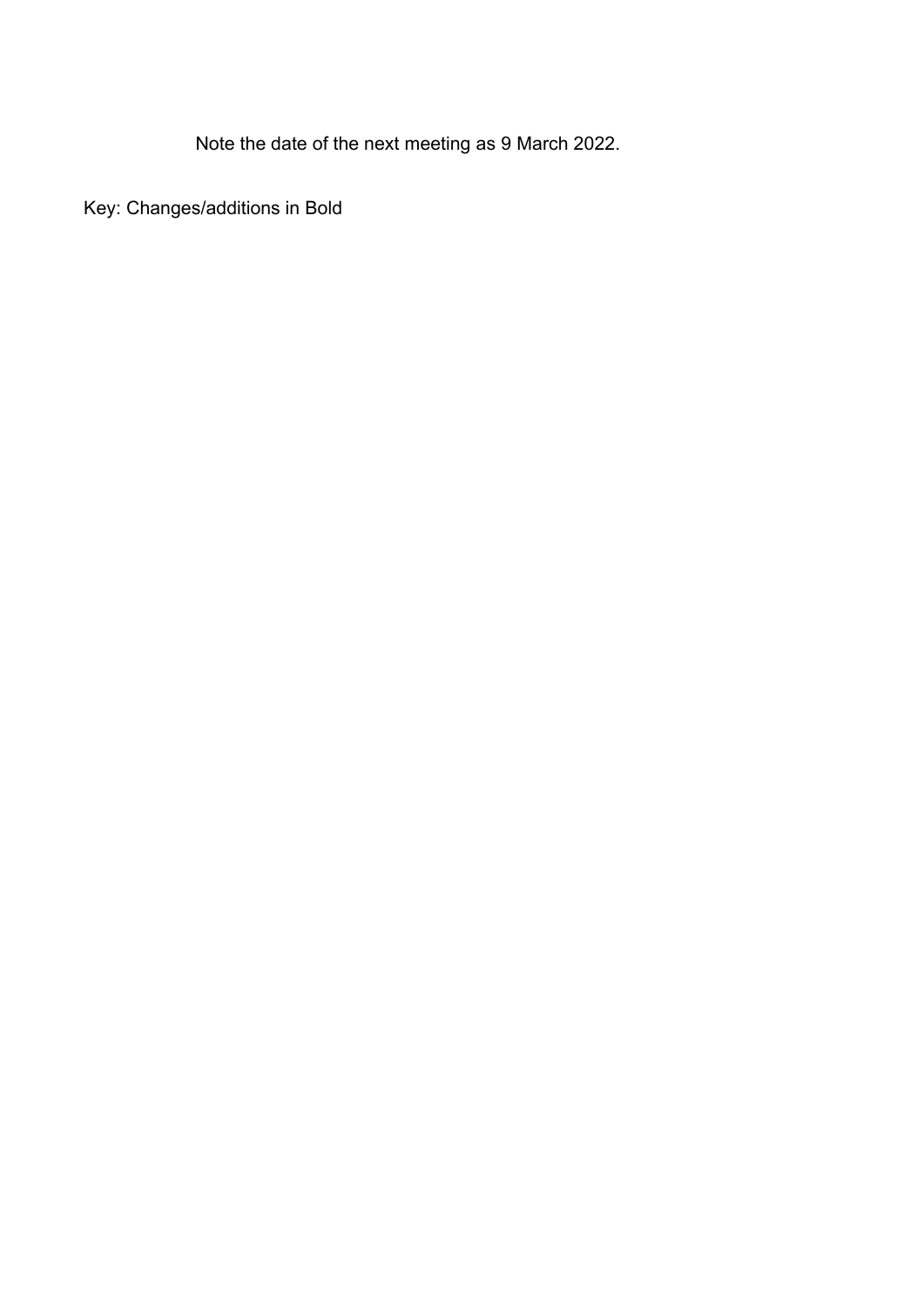Note the date of the next meeting as 9 March 2022.

Key: Changes/additions in Bold